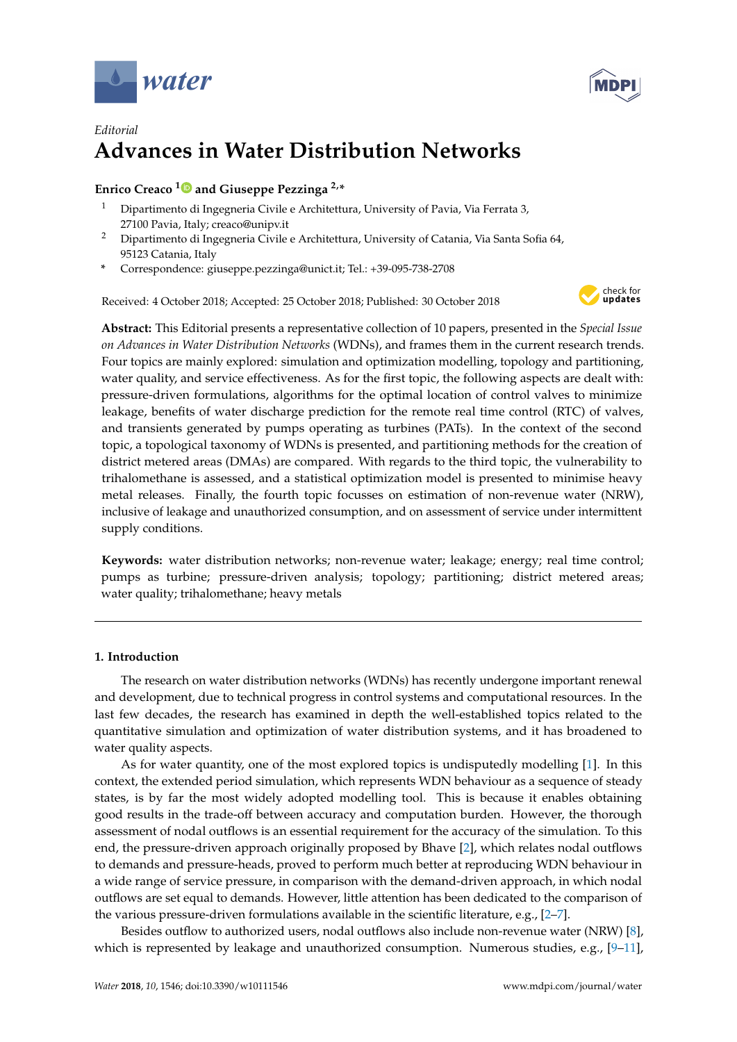*Editorial*

# Advances in Water Distribution Networks

**Enrico Creaco [1] and Giuseppe Pezzinga [2,*]**

1. Dipartimento di Ingegneria Civile e Architettura, University of Pavia, Via Ferrata 3, 27100 Pavia, Italy; creaco@unipv.it
2. Dipartimento di Ingegneria Civile e Architettura, University of Catania, Via Santa Sofia 64, 95123 Catania, Italy

\* Correspondence: giuseppe.pezzinga@unict.it; Tel.: +39-095-738-2708

Received: 4 October 2018; Accepted: 25 October 2018; Published: 30 October 2018

**Abstract:** This Editorial presents a representative collection of 10 papers, presented in the *Special Issue on Advances in Water Distribution Networks* (WDNs), and frames them in the current research trends. Four topics are mainly explored: simulation and optimization modelling, topology and partitioning, water quality, and service effectiveness. As for the first topic, the following aspects are dealt with: pressure-driven formulations, algorithms for the optimal location of control valves to minimize leakage, benefits of water discharge prediction for the remote real time control (RTC) of valves, and transients generated by pumps operating as turbines (PATs). In the context of the second topic, a topological taxonomy of WDNs is presented, and partitioning methods for the creation of district metered areas (DMAs) are compared. With regards to the third topic, the vulnerability to trihalomethane is assessed, and a statistical optimization model is presented to minimise heavy metal releases. Finally, the fourth topic focusses on estimation of non-revenue water (NRW), inclusive of leakage and unauthorized consumption, and on assessment of service under intermittent supply conditions.

**Keywords:** water distribution networks; non-revenue water; leakage; energy; real time control; pumps as turbine; pressure-driven analysis; topology; partitioning; district metered areas; water quality; trihalomethane; heavy metals

## 1. Introduction

The research on water distribution networks (WDNs) has recently undergone important renewal and development, due to technical progress in control systems and computational resources. In the last few decades, the research has examined in depth the well-established topics related to the quantitative simulation and optimization of water distribution systems, and it has broadened to water quality aspects.

As for water quantity, one of the most explored topics is undisputedly modelling [1]. In this context, the extended period simulation, which represents WDN behaviour as a sequence of steady states, is by far the most widely adopted modelling tool. This is because it enables obtaining good results in the trade-off between accuracy and computation burden. However, the thorough assessment of nodal outflows is an essential requirement for the accuracy of the simulation. To this end, the pressure-driven approach originally proposed by Bhave [2], which relates nodal outflows to demands and pressure-heads, proved to perform much better at reproducing WDN behaviour in a wide range of service pressure, in comparison with the demand-driven approach, in which nodal outflows are set equal to demands. However, little attention has been dedicated to the comparison of the various pressure-driven formulations available in the scientific literature, e.g., [2–7].

Besides outflow to authorized users, nodal outflows also include non-revenue water (NRW) [8], which is represented by leakage and unauthorized consumption. Numerous studies, e.g., [9–11],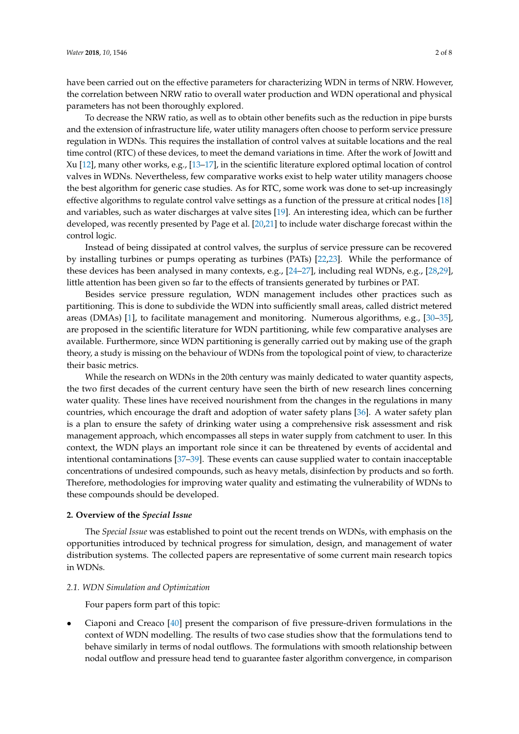have been carried out on the effective parameters for characterizing WDN in terms of NRW. However, the correlation between NRW ratio to overall water production and WDN operational and physical parameters has not been thoroughly explored.

To decrease the NRW ratio, as well as to obtain other benefits such as the reduction in pipe bursts and the extension of infrastructure life, water utility managers often choose to perform service pressure regulation in WDNs. This requires the installation of control valves at suitable locations and the real time control (RTC) of these devices, to meet the demand variations in time. After the work of Jowitt and Xu [12], many other works, e.g., [13–17], in the scientific literature explored optimal location of control valves in WDNs. Nevertheless, few comparative works exist to help water utility managers choose the best algorithm for generic case studies. As for RTC, some work was done to set-up increasingly effective algorithms to regulate control valve settings as a function of the pressure at critical nodes [18] and variables, such as water discharges at valve sites [19]. An interesting idea, which can be further developed, was recently presented by Page et al. [20,21] to include water discharge forecast within the control logic.

Instead of being dissipated at control valves, the surplus of service pressure can be recovered by installing turbines or pumps operating as turbines (PATs) [22,23]. While the performance of these devices has been analysed in many contexts, e.g., [24–27], including real WDNs, e.g., [28,29], little attention has been given so far to the effects of transients generated by turbines or PAT.

Besides service pressure regulation, WDN management includes other practices such as partitioning. This is done to subdivide the WDN into sufficiently small areas, called district metered areas (DMAs) [1], to facilitate management and monitoring. Numerous algorithms, e.g., [30–35], are proposed in the scientific literature for WDN partitioning, while few comparative analyses are available. Furthermore, since WDN partitioning is generally carried out by making use of the graph theory, a study is missing on the behaviour of WDNs from the topological point of view, to characterize their basic metrics.

While the research on WDNs in the 20th century was mainly dedicated to water quantity aspects, the two first decades of the current century have seen the birth of new research lines concerning water quality. These lines have received nourishment from the changes in the regulations in many countries, which encourage the draft and adoption of water safety plans [36]. A water safety plan is a plan to ensure the safety of drinking water using a comprehensive risk assessment and risk management approach, which encompasses all steps in water supply from catchment to user. In this context, the WDN plays an important role since it can be threatened by events of accidental and intentional contaminations [37–39]. These events can cause supplied water to contain inacceptable concentrations of undesired compounds, such as heavy metals, disinfection by products and so forth. Therefore, methodologies for improving water quality and estimating the vulnerability of WDNs to these compounds should be developed.

## 2. Overview of the *Special Issue*

The *Special Issue* was established to point out the recent trends on WDNs, with emphasis on the opportunities introduced by technical progress for simulation, design, and management of water distribution systems. The collected papers are representative of some current main research topics in WDNs.

### *2.1. WDN Simulation and Optimization*

Four papers form part of this topic:

- Ciaponi and Creaco [40] present the comparison of five pressure-driven formulations in the context of WDN modelling. The results of two case studies show that the formulations tend to behave similarly in terms of nodal outflows. The formulations with smooth relationship between nodal outflow and pressure head tend to guarantee faster algorithm convergence, in comparison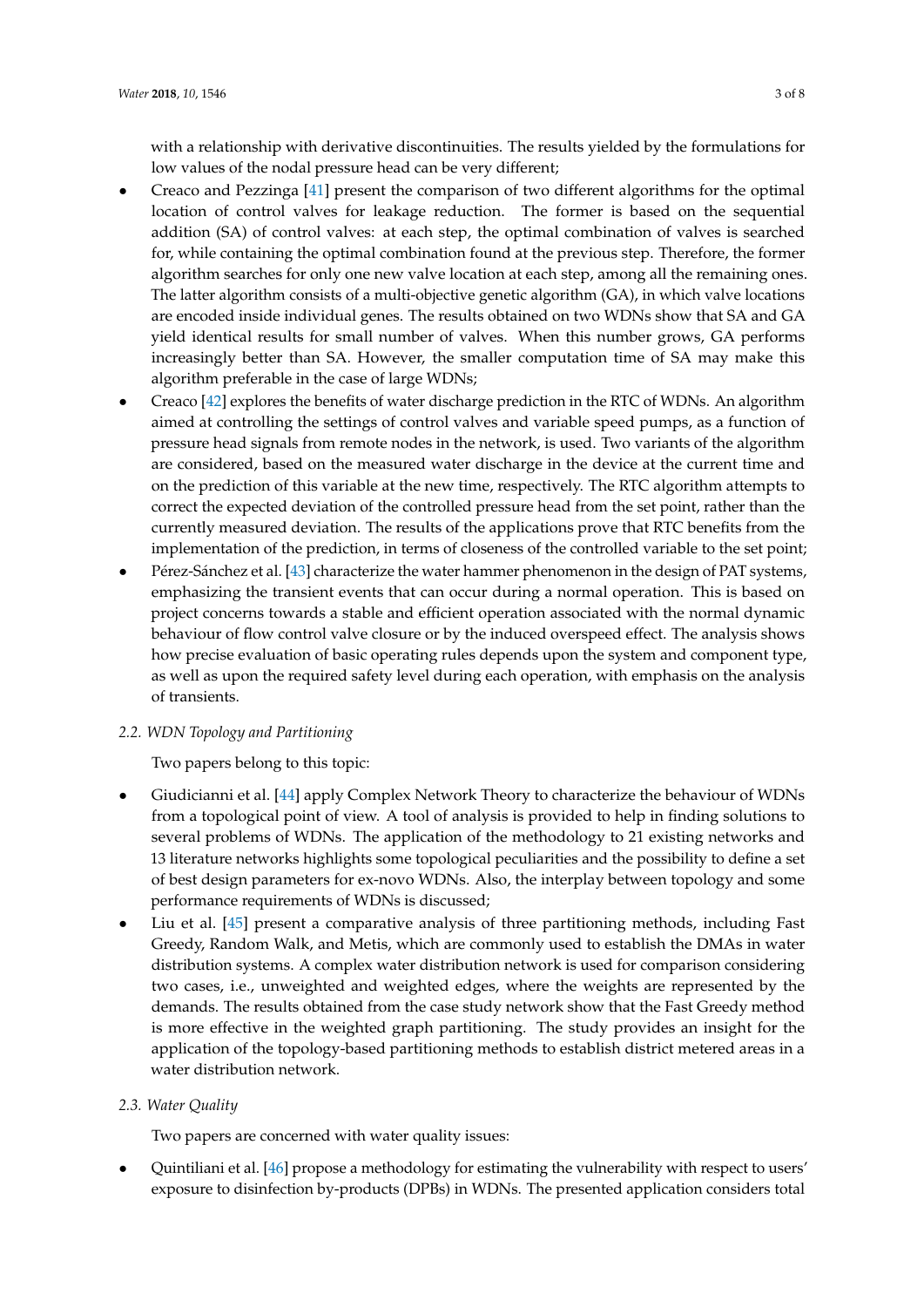with a relationship with derivative discontinuities. The results yielded by the formulations for low values of the nodal pressure head can be very different;

- Creaco and Pezzinga [41] present the comparison of two different algorithms for the optimal location of control valves for leakage reduction. The former is based on the sequential addition (SA) of control valves: at each step, the optimal combination of valves is searched for, while containing the optimal combination found at the previous step. Therefore, the former algorithm searches for only one new valve location at each step, among all the remaining ones. The latter algorithm consists of a multi-objective genetic algorithm (GA), in which valve locations are encoded inside individual genes. The results obtained on two WDNs show that SA and GA yield identical results for small number of valves. When this number grows, GA performs increasingly better than SA. However, the smaller computation time of SA may make this algorithm preferable in the case of large WDNs;
- Creaco [42] explores the benefits of water discharge prediction in the RTC of WDNs. An algorithm aimed at controlling the settings of control valves and variable speed pumps, as a function of pressure head signals from remote nodes in the network, is used. Two variants of the algorithm are considered, based on the measured water discharge in the device at the current time and on the prediction of this variable at the new time, respectively. The RTC algorithm attempts to correct the expected deviation of the controlled pressure head from the set point, rather than the currently measured deviation. The results of the applications prove that RTC benefits from the implementation of the prediction, in terms of closeness of the controlled variable to the set point;
- Pérez-Sánchez et al. [43] characterize the water hammer phenomenon in the design of PAT systems, emphasizing the transient events that can occur during a normal operation. This is based on project concerns towards a stable and efficient operation associated with the normal dynamic behaviour of flow control valve closure or by the induced overspeed effect. The analysis shows how precise evaluation of basic operating rules depends upon the system and component type, as well as upon the required safety level during each operation, with emphasis on the analysis of transients.

### *2.2. WDN Topology and Partitioning*

Two papers belong to this topic:

- Giudicianni et al. [44] apply Complex Network Theory to characterize the behaviour of WDNs from a topological point of view. A tool of analysis is provided to help in finding solutions to several problems of WDNs. The application of the methodology to 21 existing networks and 13 literature networks highlights some topological peculiarities and the possibility to define a set of best design parameters for ex-novo WDNs. Also, the interplay between topology and some performance requirements of WDNs is discussed;
- Liu et al. [45] present a comparative analysis of three partitioning methods, including Fast Greedy, Random Walk, and Metis, which are commonly used to establish the DMAs in water distribution systems. A complex water distribution network is used for comparison considering two cases, i.e., unweighted and weighted edges, where the weights are represented by the demands. The results obtained from the case study network show that the Fast Greedy method is more effective in the weighted graph partitioning. The study provides an insight for the application of the topology-based partitioning methods to establish district metered areas in a water distribution network.

### *2.3. Water Quality*

Two papers are concerned with water quality issues:

- Quintiliani et al. [46] propose a methodology for estimating the vulnerability with respect to users' exposure to disinfection by-products (DPBs) in WDNs. The presented application considers total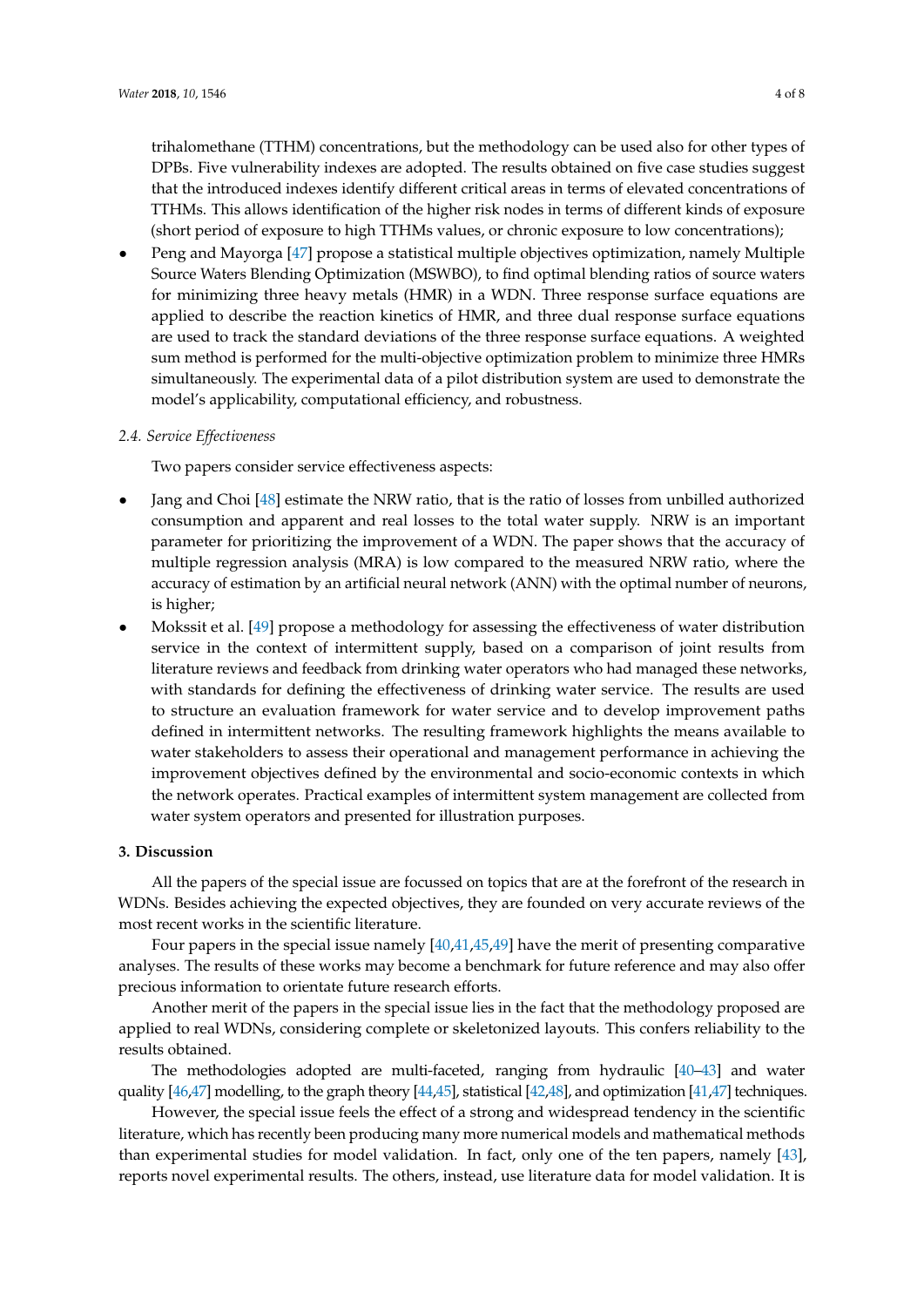trihalomethane (TTHM) concentrations, but the methodology can be used also for other types of DPBs. Five vulnerability indexes are adopted. The results obtained on five case studies suggest that the introduced indexes identify different critical areas in terms of elevated concentrations of TTHMs. This allows identification of the higher risk nodes in terms of different kinds of exposure (short period of exposure to high TTHMs values, or chronic exposure to low concentrations);

- Peng and Mayorga [47] propose a statistical multiple objectives optimization, namely Multiple Source Waters Blending Optimization (MSWBO), to find optimal blending ratios of source waters for minimizing three heavy metals (HMR) in a WDN. Three response surface equations are applied to describe the reaction kinetics of HMR, and three dual response surface equations are used to track the standard deviations of the three response surface equations. A weighted sum method is performed for the multi-objective optimization problem to minimize three HMRs simultaneously. The experimental data of a pilot distribution system are used to demonstrate the model's applicability, computational efficiency, and robustness.

### *2.4. Service Effectiveness*

Two papers consider service effectiveness aspects:

- Jang and Choi [48] estimate the NRW ratio, that is the ratio of losses from unbilled authorized consumption and apparent and real losses to the total water supply. NRW is an important parameter for prioritizing the improvement of a WDN. The paper shows that the accuracy of multiple regression analysis (MRA) is low compared to the measured NRW ratio, where the accuracy of estimation by an artificial neural network (ANN) with the optimal number of neurons, is higher;
- Mokssit et al. [49] propose a methodology for assessing the effectiveness of water distribution service in the context of intermittent supply, based on a comparison of joint results from literature reviews and feedback from drinking water operators who had managed these networks, with standards for defining the effectiveness of drinking water service. The results are used to structure an evaluation framework for water service and to develop improvement paths defined in intermittent networks. The resulting framework highlights the means available to water stakeholders to assess their operational and management performance in achieving the improvement objectives defined by the environmental and socio-economic contexts in which the network operates. Practical examples of intermittent system management are collected from water system operators and presented for illustration purposes.

## 3. Discussion

All the papers of the special issue are focussed on topics that are at the forefront of the research in WDNs. Besides achieving the expected objectives, they are founded on very accurate reviews of the most recent works in the scientific literature.

Four papers in the special issue namely [40,41,45,49] have the merit of presenting comparative analyses. The results of these works may become a benchmark for future reference and may also offer precious information to orientate future research efforts.

Another merit of the papers in the special issue lies in the fact that the methodology proposed are applied to real WDNs, considering complete or skeletonized layouts. This confers reliability to the results obtained.

The methodologies adopted are multi-faceted, ranging from hydraulic [40–43] and water quality [46,47] modelling, to the graph theory [44,45], statistical [42,48], and optimization [41,47] techniques.

However, the special issue feels the effect of a strong and widespread tendency in the scientific literature, which has recently been producing many more numerical models and mathematical methods than experimental studies for model validation. In fact, only one of the ten papers, namely [43], reports novel experimental results. The others, instead, use literature data for model validation. It is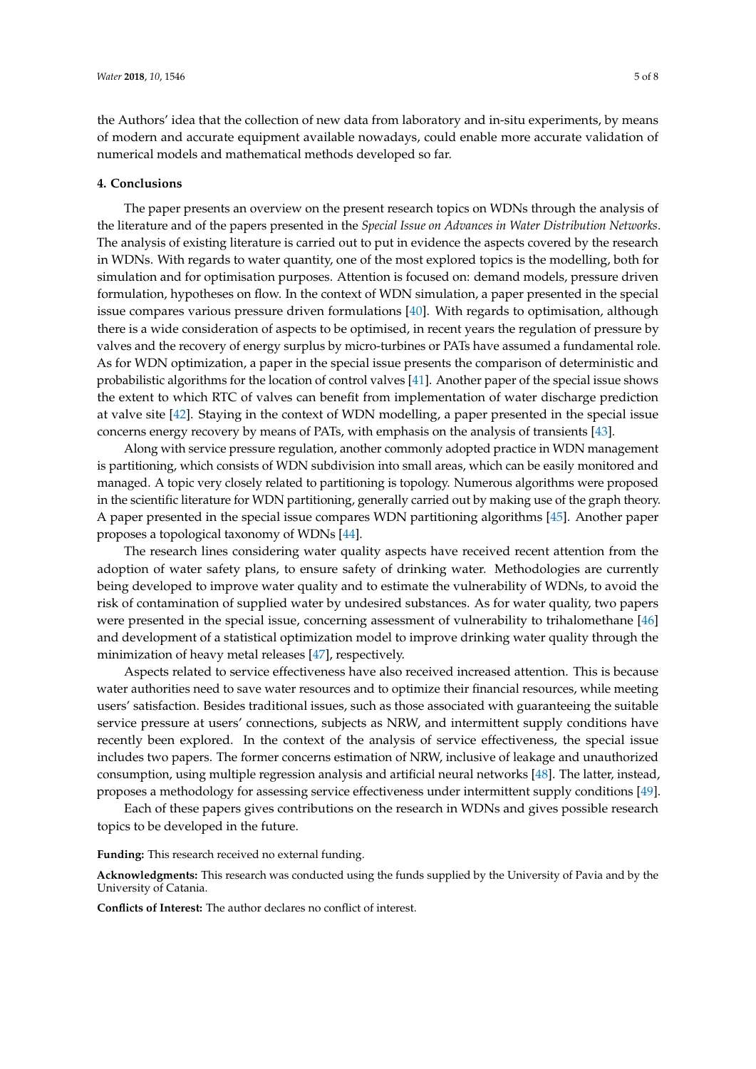the Authors' idea that the collection of new data from laboratory and in-situ experiments, by means of modern and accurate equipment available nowadays, could enable more accurate validation of numerical models and mathematical methods developed so far.

## 4. Conclusions

The paper presents an overview on the present research topics on WDNs through the analysis of the literature and of the papers presented in the *Special Issue on Advances in Water Distribution Networks*. The analysis of existing literature is carried out to put in evidence the aspects covered by the research in WDNs. With regards to water quantity, one of the most explored topics is the modelling, both for simulation and for optimisation purposes. Attention is focused on: demand models, pressure driven formulation, hypotheses on flow. In the context of WDN simulation, a paper presented in the special issue compares various pressure driven formulations [40]. With regards to optimisation, although there is a wide consideration of aspects to be optimised, in recent years the regulation of pressure by valves and the recovery of energy surplus by micro-turbines or PATs have assumed a fundamental role. As for WDN optimization, a paper in the special issue presents the comparison of deterministic and probabilistic algorithms for the location of control valves [41]. Another paper of the special issue shows the extent to which RTC of valves can benefit from implementation of water discharge prediction at valve site [42]. Staying in the context of WDN modelling, a paper presented in the special issue concerns energy recovery by means of PATs, with emphasis on the analysis of transients [43].

Along with service pressure regulation, another commonly adopted practice in WDN management is partitioning, which consists of WDN subdivision into small areas, which can be easily monitored and managed. A topic very closely related to partitioning is topology. Numerous algorithms were proposed in the scientific literature for WDN partitioning, generally carried out by making use of the graph theory. A paper presented in the special issue compares WDN partitioning algorithms [45]. Another paper proposes a topological taxonomy of WDNs [44].

The research lines considering water quality aspects have received recent attention from the adoption of water safety plans, to ensure safety of drinking water. Methodologies are currently being developed to improve water quality and to estimate the vulnerability of WDNs, to avoid the risk of contamination of supplied water by undesired substances. As for water quality, two papers were presented in the special issue, concerning assessment of vulnerability to trihalomethane [46] and development of a statistical optimization model to improve drinking water quality through the minimization of heavy metal releases [47], respectively.

Aspects related to service effectiveness have also received increased attention. This is because water authorities need to save water resources and to optimize their financial resources, while meeting users' satisfaction. Besides traditional issues, such as those associated with guaranteeing the suitable service pressure at users' connections, subjects as NRW, and intermittent supply conditions have recently been explored. In the context of the analysis of service effectiveness, the special issue includes two papers. The former concerns estimation of NRW, inclusive of leakage and unauthorized consumption, using multiple regression analysis and artificial neural networks [48]. The latter, instead, proposes a methodology for assessing service effectiveness under intermittent supply conditions [49].

Each of these papers gives contributions on the research in WDNs and gives possible research topics to be developed in the future.

**Funding:** This research received no external funding.

**Acknowledgments:** This research was conducted using the funds supplied by the University of Pavia and by the University of Catania.

**Conflicts of Interest:** The author declares no conflict of interest.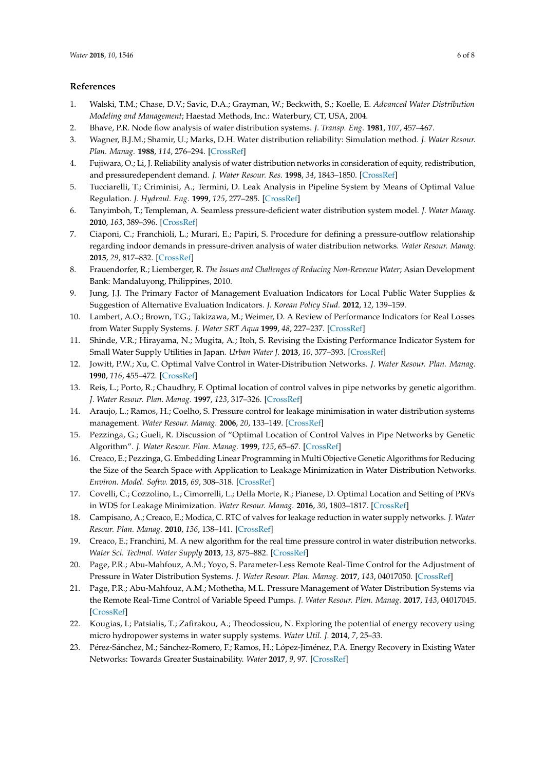## References

1. Walski, T.M.; Chase, D.V.; Savic, D.A.; Grayman, W.; Beckwith, S.; Koelle, E. *Advanced Water Distribution Modeling and Management*; Haestad Methods, Inc.: Waterbury, CT, USA, 2004.
2. Bhave, P.R. Node flow analysis of water distribution systems. *J. Transp. Eng.* **1981**, *107*, 457–467.
3. Wagner, B.J.M.; Shamir, U.; Marks, D.H. Water distribution reliability: Simulation method. *J. Water Resour. Plan. Manag.* **1988**, *114*, 276–294. [CrossRef]
4. Fujiwara, O.; Li, J. Reliability analysis of water distribution networks in consideration of equity, redistribution, and pressuredependent demand. *J. Water Resour. Res.* **1998**, *34*, 1843–1850. [CrossRef]
5. Tucciarelli, T.; Criminisi, A.; Termini, D. Leak Analysis in Pipeline System by Means of Optimal Value Regulation. *J. Hydraul. Eng.* **1999**, *125*, 277–285. [CrossRef]
6. Tanyimboh, T.; Templeman, A. Seamless pressure-deficient water distribution system model. *J. Water Manag.* **2010**, *163*, 389–396. [CrossRef]
7. Ciaponi, C.; Franchioli, L.; Murari, E.; Papiri, S. Procedure for defining a pressure-outflow relationship regarding indoor demands in pressure-driven analysis of water distribution networks. *Water Resour. Manag.* **2015**, *29*, 817–832. [CrossRef]
8. Frauendorfer, R.; Liemberger, R. *The Issues and Challenges of Reducing Non-Revenue Water*; Asian Development Bank: Mandaluyong, Philippines, 2010.
9. Jung, J.J. The Primary Factor of Management Evaluation Indicators for Local Public Water Supplies & Suggestion of Alternative Evaluation Indicators. *J. Korean Policy Stud.* **2012**, *12*, 139–159.
10. Lambert, A.O.; Brown, T.G.; Takizawa, M.; Weimer, D. A Review of Performance Indicators for Real Losses from Water Supply Systems. *J. Water SRT Aqua* **1999**, *48*, 227–237. [CrossRef]
11. Shinde, V.R.; Hirayama, N.; Mugita, A.; Itoh, S. Revising the Existing Performance Indicator System for Small Water Supply Utilities in Japan. *Urban Water J.* **2013**, *10*, 377–393. [CrossRef]
12. Jowitt, P.W.; Xu, C. Optimal Valve Control in Water-Distribution Networks. *J. Water Resour. Plan. Manag.* **1990**, *116*, 455–472. [CrossRef]
13. Reis, L.; Porto, R.; Chaudhry, F. Optimal location of control valves in pipe networks by genetic algorithm. *J. Water Resour. Plan. Manag.* **1997**, *123*, 317–326. [CrossRef]
14. Araujo, L.; Ramos, H.; Coelho, S. Pressure control for leakage minimisation in water distribution systems management. *Water Resour. Manag.* **2006**, *20*, 133–149. [CrossRef]
15. Pezzinga, G.; Gueli, R. Discussion of "Optimal Location of Control Valves in Pipe Networks by Genetic Algorithm". *J. Water Resour. Plan. Manag.* **1999**, *125*, 65–67. [CrossRef]
16. Creaco, E.; Pezzinga, G. Embedding Linear Programming in Multi Objective Genetic Algorithms for Reducing the Size of the Search Space with Application to Leakage Minimization in Water Distribution Networks. *Environ. Model. Softw.* **2015**, *69*, 308–318. [CrossRef]
17. Covelli, C.; Cozzolino, L.; Cimorrelli, L.; Della Morte, R.; Pianese, D. Optimal Location and Setting of PRVs in WDS for Leakage Minimization. *Water Resour. Manag.* **2016**, *30*, 1803–1817. [CrossRef]
18. Campisano, A.; Creaco, E.; Modica, C. RTC of valves for leakage reduction in water supply networks. *J. Water Resour. Plan. Manag.* **2010**, *136*, 138–141. [CrossRef]
19. Creaco, E.; Franchini, M. A new algorithm for the real time pressure control in water distribution networks. *Water Sci. Technol. Water Supply* **2013**, *13*, 875–882. [CrossRef]
20. Page, P.R.; Abu-Mahfouz, A.M.; Yoyo, S. Parameter-Less Remote Real-Time Control for the Adjustment of Pressure in Water Distribution Systems. *J. Water Resour. Plan. Manag.* **2017**, *143*, 04017050. [CrossRef]
21. Page, P.R.; Abu-Mahfouz, A.M.; Mothetha, M.L. Pressure Management of Water Distribution Systems via the Remote Real-Time Control of Variable Speed Pumps. *J. Water Resour. Plan. Manag.* **2017**, *143*, 04017045. [CrossRef]
22. Kougias, I.; Patsialis, T.; Zafirakou, A.; Theodossiou, N. Exploring the potential of energy recovery using micro hydropower systems in water supply systems. *Water Util. J.* **2014**, *7*, 25–33.
23. Pérez-Sánchez, M.; Sánchez-Romero, F.; Ramos, H.; López-Jiménez, P.A. Energy Recovery in Existing Water Networks: Towards Greater Sustainability. *Water* **2017**, *9*, 97. [CrossRef]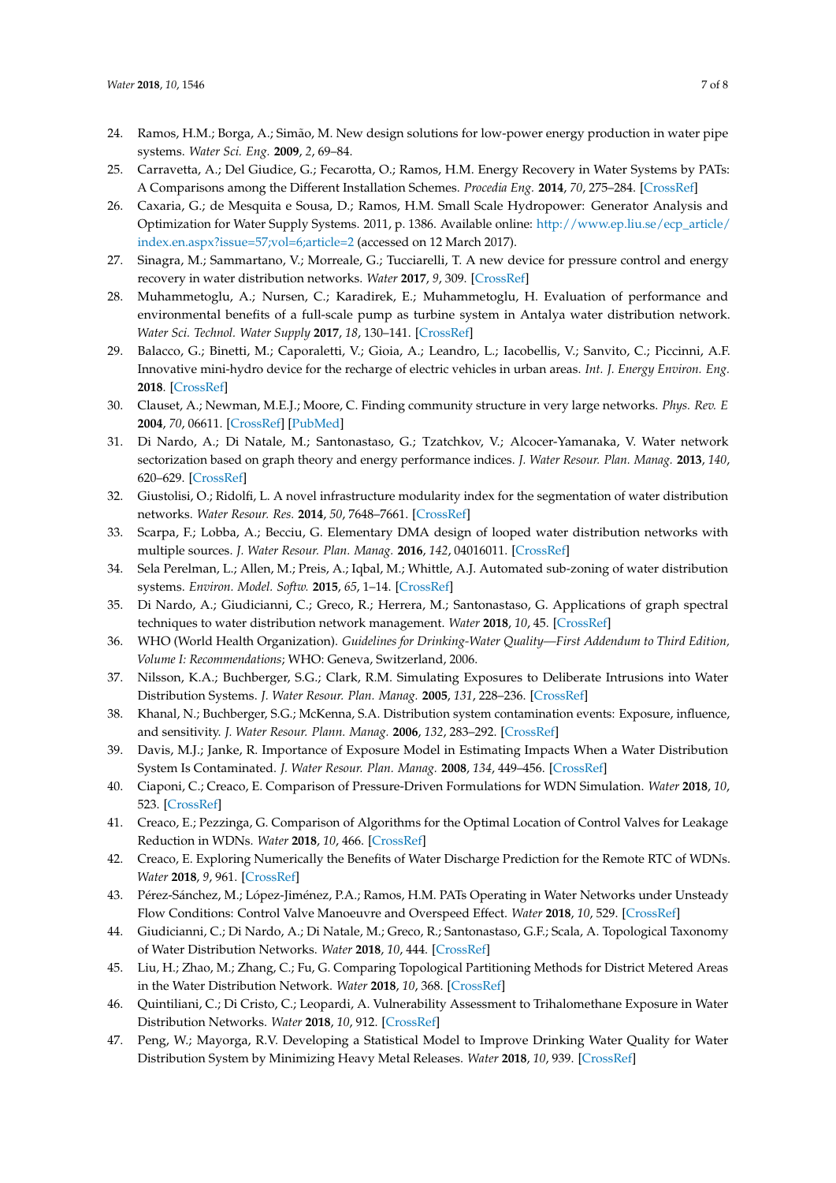24. Ramos, H.M.; Borga, A.; Simão, M. New design solutions for low-power energy production in water pipe systems. *Water Sci. Eng.* **2009**, *2*, 69–84.
25. Carravetta, A.; Del Giudice, G.; Fecarotta, O.; Ramos, H.M. Energy Recovery in Water Systems by PATs: A Comparisons among the Different Installation Schemes. *Procedia Eng.* **2014**, *70*, 275–284. [CrossRef]
26. Caxaria, G.; de Mesquita e Sousa, D.; Ramos, H.M. Small Scale Hydropower: Generator Analysis and Optimization for Water Supply Systems. 2011, p. 1386. Available online: http://www.ep.liu.se/ecp_article/index.en.aspx?issue=57;vol=6;article=2 (accessed on 12 March 2017).
27. Sinagra, M.; Sammartano, V.; Morreale, G.; Tucciarelli, T. A new device for pressure control and energy recovery in water distribution networks. *Water* **2017**, *9*, 309. [CrossRef]
28. Muhammetoglu, A.; Nursen, C.; Karadirek, E.; Muhammetoglu, H. Evaluation of performance and environmental benefits of a full-scale pump as turbine system in Antalya water distribution network. *Water Sci. Technol. Water Supply* **2017**, *18*, 130–141. [CrossRef]
29. Balacco, G.; Binetti, M.; Caporaletti, V.; Gioia, A.; Leandro, L.; Iacobellis, V.; Sanvito, C.; Piccinni, A.F. Innovative mini-hydro device for the recharge of electric vehicles in urban areas. *Int. J. Energy Environ. Eng.* **2018**. [CrossRef]
30. Clauset, A.; Newman, M.E.J.; Moore, C. Finding community structure in very large networks. *Phys. Rev. E* **2004**, *70*, 06611. [CrossRef] [PubMed]
31. Di Nardo, A.; Di Natale, M.; Santonastaso, G.; Tzatchkov, V.; Alcocer-Yamanaka, V. Water network sectorization based on graph theory and energy performance indices. *J. Water Resour. Plan. Manag.* **2013**, *140*, 620–629. [CrossRef]
32. Giustolisi, O.; Ridolfi, L. A novel infrastructure modularity index for the segmentation of water distribution networks. *Water Resour. Res.* **2014**, *50*, 7648–7661. [CrossRef]
33. Scarpa, F.; Lobba, A.; Becciu, G. Elementary DMA design of looped water distribution networks with multiple sources. *J. Water Resour. Plan. Manag.* **2016**, *142*, 04016011. [CrossRef]
34. Sela Perelman, L.; Allen, M.; Preis, A.; Iqbal, M.; Whittle, A.J. Automated sub-zoning of water distribution systems. *Environ. Model. Softw.* **2015**, *65*, 1–14. [CrossRef]
35. Di Nardo, A.; Giudicianni, C.; Greco, R.; Herrera, M.; Santonastaso, G. Applications of graph spectral techniques to water distribution network management. *Water* **2018**, *10*, 45. [CrossRef]
36. WHO (World Health Organization). *Guidelines for Drinking-Water Quality—First Addendum to Third Edition, Volume I: Recommendations*; WHO: Geneva, Switzerland, 2006.
37. Nilsson, K.A.; Buchberger, S.G.; Clark, R.M. Simulating Exposures to Deliberate Intrusions into Water Distribution Systems. *J. Water Resour. Plan. Manag.* **2005**, *131*, 228–236. [CrossRef]
38. Khanal, N.; Buchberger, S.G.; McKenna, S.A. Distribution system contamination events: Exposure, influence, and sensitivity. *J. Water Resour. Plann. Manag.* **2006**, *132*, 283–292. [CrossRef]
39. Davis, M.J.; Janke, R. Importance of Exposure Model in Estimating Impacts When a Water Distribution System Is Contaminated. *J. Water Resour. Plan. Manag.* **2008**, *134*, 449–456. [CrossRef]
40. Ciaponi, C.; Creaco, E. Comparison of Pressure-Driven Formulations for WDN Simulation. *Water* **2018**, *10*, 523. [CrossRef]
41. Creaco, E.; Pezzinga, G. Comparison of Algorithms for the Optimal Location of Control Valves for Leakage Reduction in WDNs. *Water* **2018**, *10*, 466. [CrossRef]
42. Creaco, E. Exploring Numerically the Benefits of Water Discharge Prediction for the Remote RTC of WDNs. *Water* **2018**, *9*, 961. [CrossRef]
43. Pérez-Sánchez, M.; López-Jiménez, P.A.; Ramos, H.M. PATs Operating in Water Networks under Unsteady Flow Conditions: Control Valve Manoeuvre and Overspeed Effect. *Water* **2018**, *10*, 529. [CrossRef]
44. Giudicianni, C.; Di Nardo, A.; Di Natale, M.; Greco, R.; Santonastaso, G.F.; Scala, A. Topological Taxonomy of Water Distribution Networks. *Water* **2018**, *10*, 444. [CrossRef]
45. Liu, H.; Zhao, M.; Zhang, C.; Fu, G. Comparing Topological Partitioning Methods for District Metered Areas in the Water Distribution Network. *Water* **2018**, *10*, 368. [CrossRef]
46. Quintiliani, C.; Di Cristo, C.; Leopardi, A. Vulnerability Assessment to Trihalomethane Exposure in Water Distribution Networks. *Water* **2018**, *10*, 912. [CrossRef]
47. Peng, W.; Mayorga, R.V. Developing a Statistical Model to Improve Drinking Water Quality for Water Distribution System by Minimizing Heavy Metal Releases. *Water* **2018**, *10*, 939. [CrossRef]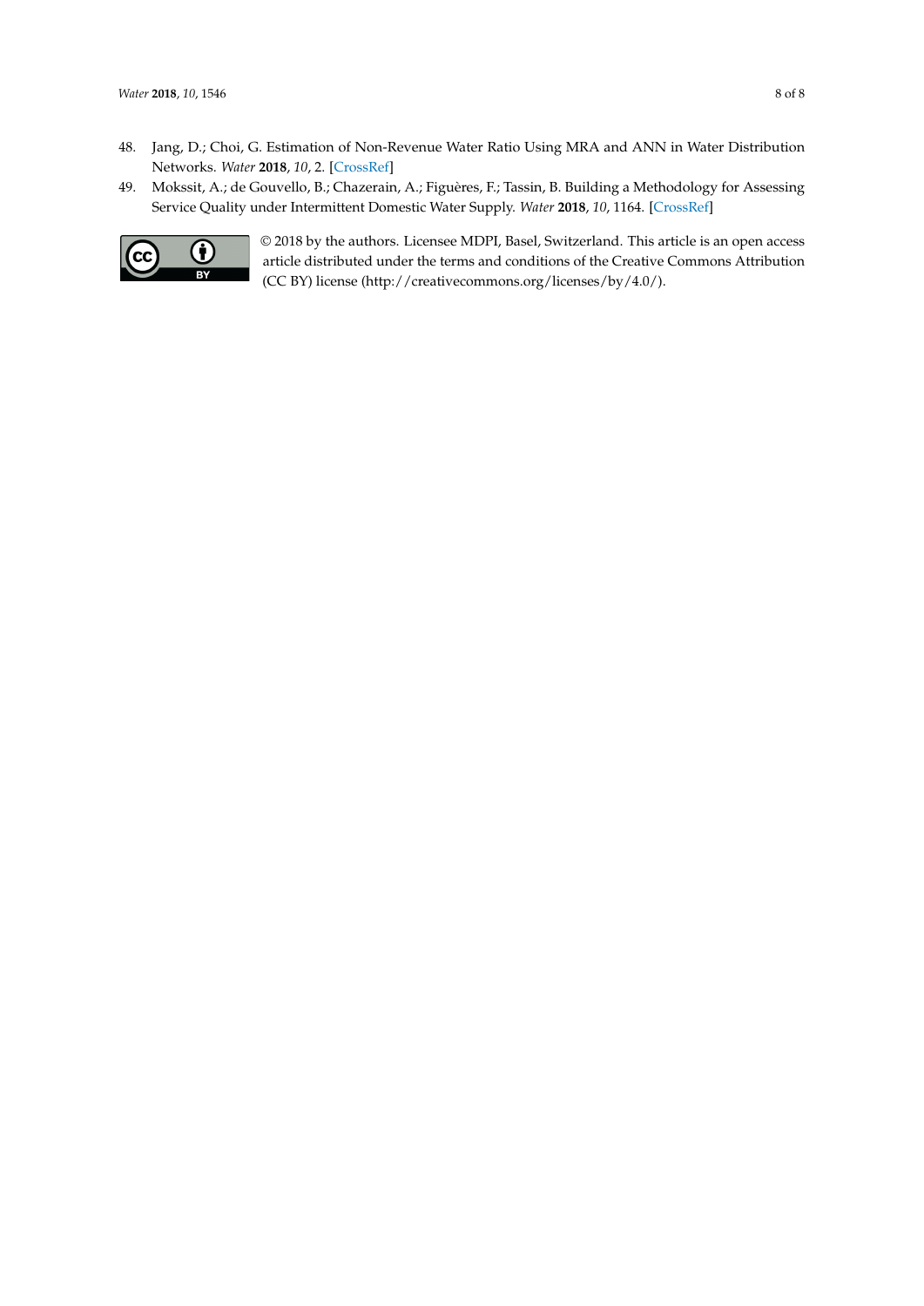48. Jang, D.; Choi, G. Estimation of Non-Revenue Water Ratio Using MRA and ANN in Water Distribution Networks. *Water* **2018**, *10*, 2. [CrossRef]
49. Mokssit, A.; de Gouvello, B.; Chazerain, A.; Figuères, F.; Tassin, B. Building a Methodology for Assessing Service Quality under Intermittent Domestic Water Supply. *Water* **2018**, *10*, 1164. [CrossRef]

© 2018 by the authors. Licensee MDPI, Basel, Switzerland. This article is an open access article distributed under the terms and conditions of the Creative Commons Attribution (CC BY) license (http://creativecommons.org/licenses/by/4.0/).